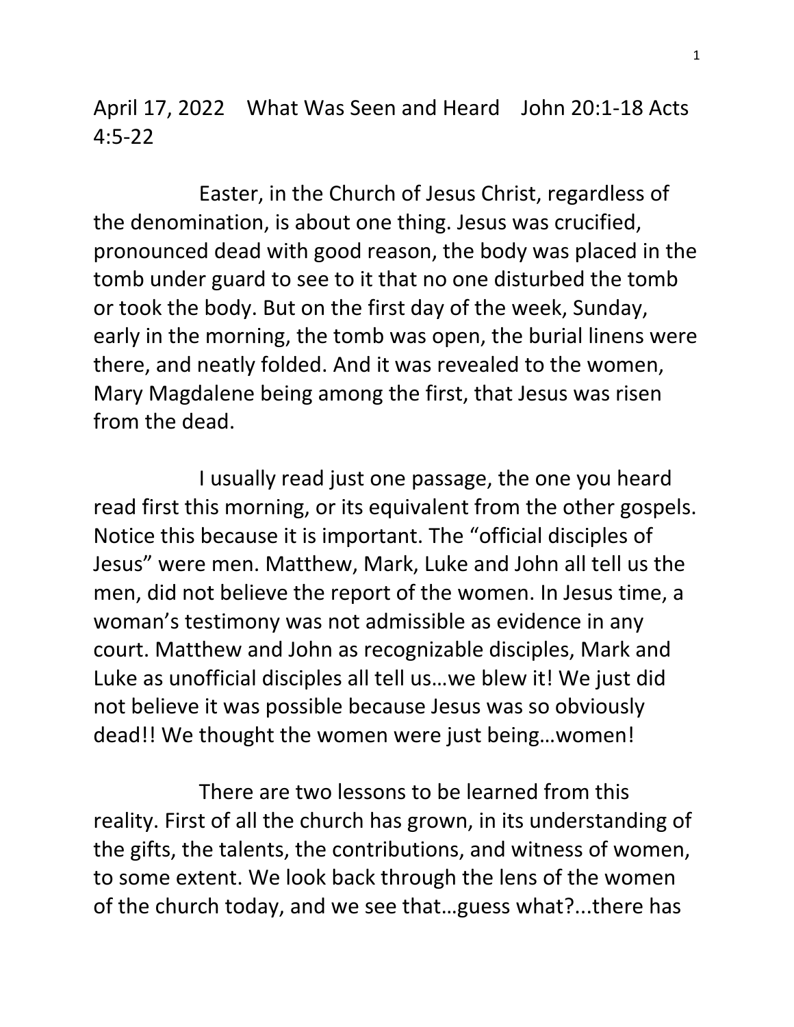April 17, 2022 What Was Seen and Heard John 20:1-18 Acts 4:5-22

Easter, in the Church of Jesus Christ, regardless of the denomination, is about one thing. Jesus was crucified, pronounced dead with good reason, the body was placed in the tomb under guard to see to it that no one disturbed the tomb or took the body. But on the first day of the week, Sunday, early in the morning, the tomb was open, the burial linens were there, and neatly folded. And it was revealed to the women, Mary Magdalene being among the first, that Jesus was risen from the dead.

I usually read just one passage, the one you heard read first this morning, or its equivalent from the other gospels. Notice this because it is important. The "official disciples of Jesus" were men. Matthew, Mark, Luke and John all tell us the men, did not believe the report of the women. In Jesus time, a woman's testimony was not admissible as evidence in any court. Matthew and John as recognizable disciples, Mark and Luke as unofficial disciples all tell us…we blew it! We just did not believe it was possible because Jesus was so obviously dead!! We thought the women were just being…women!

There are two lessons to be learned from this reality. First of all the church has grown, in its understanding of the gifts, the talents, the contributions, and witness of women, to some extent. We look back through the lens of the women of the church today, and we see that…guess what?...there has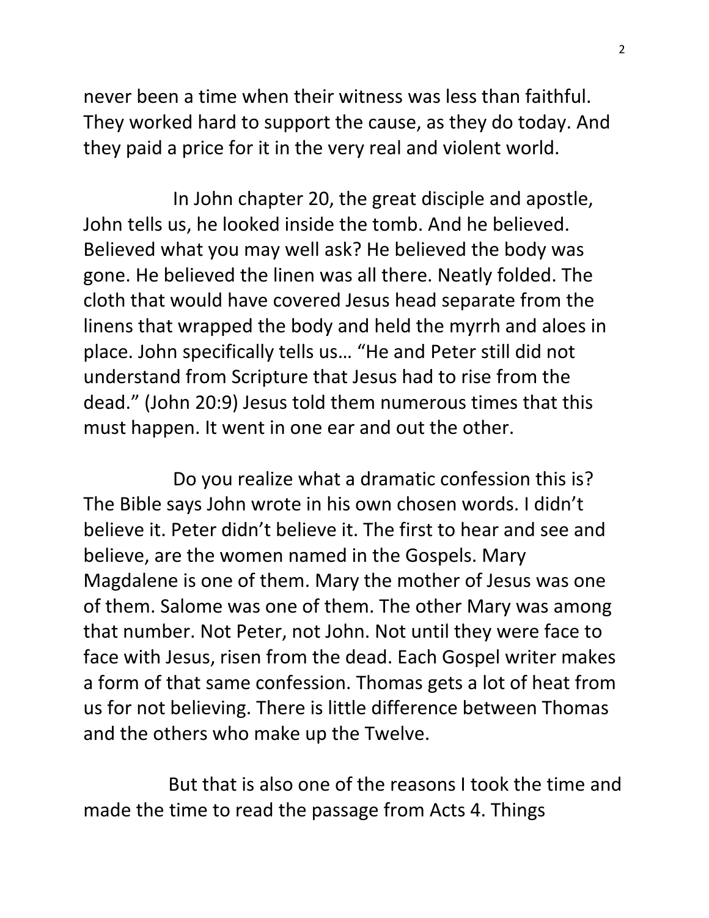never been a time when their witness was less than faithful. They worked hard to support the cause, as they do today. And they paid a price for it in the very real and violent world.

In John chapter 20, the great disciple and apostle, John tells us, he looked inside the tomb. And he believed. Believed what you may well ask? He believed the body was gone. He believed the linen was all there. Neatly folded. The cloth that would have covered Jesus head separate from the linens that wrapped the body and held the myrrh and aloes in place. John specifically tells us… "He and Peter still did not understand from Scripture that Jesus had to rise from the dead." (John 20:9) Jesus told them numerous times that this must happen. It went in one ear and out the other.

Do you realize what a dramatic confession this is? The Bible says John wrote in his own chosen words. I didn't believe it. Peter didn't believe it. The first to hear and see and believe, are the women named in the Gospels. Mary Magdalene is one of them. Mary the mother of Jesus was one of them. Salome was one of them. The other Mary was among that number. Not Peter, not John. Not until they were face to face with Jesus, risen from the dead. Each Gospel writer makes a form of that same confession. Thomas gets a lot of heat from us for not believing. There is little difference between Thomas and the others who make up the Twelve.

But that is also one of the reasons I took the time and made the time to read the passage from Acts 4. Things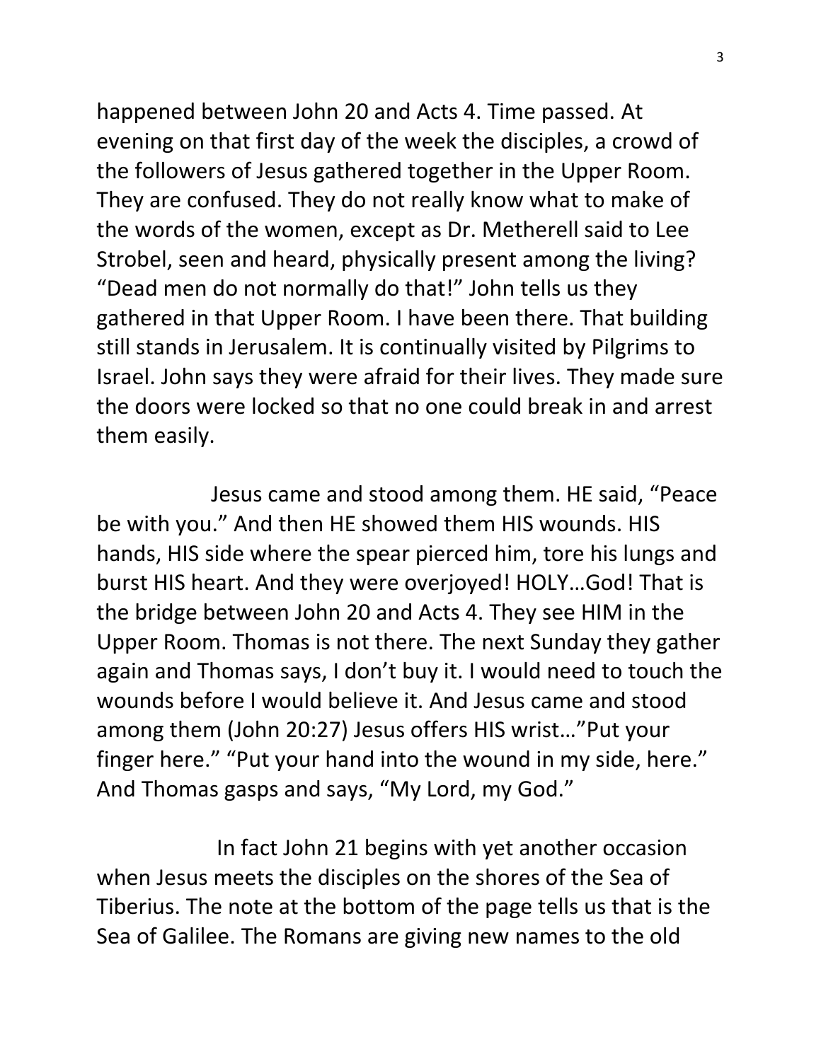happened between John 20 and Acts 4. Time passed. At evening on that first day of the week the disciples, a crowd of the followers of Jesus gathered together in the Upper Room. They are confused. They do not really know what to make of the words of the women, except as Dr. Metherell said to Lee Strobel, seen and heard, physically present among the living? "Dead men do not normally do that!" John tells us they gathered in that Upper Room. I have been there. That building still stands in Jerusalem. It is continually visited by Pilgrims to Israel. John says they were afraid for their lives. They made sure the doors were locked so that no one could break in and arrest them easily.

Jesus came and stood among them. HE said, "Peace be with you." And then HE showed them HIS wounds. HIS hands, HIS side where the spear pierced him, tore his lungs and burst HIS heart. And they were overjoyed! HOLY…God! That is the bridge between John 20 and Acts 4. They see HIM in the Upper Room. Thomas is not there. The next Sunday they gather again and Thomas says, I don't buy it. I would need to touch the wounds before I would believe it. And Jesus came and stood among them (John 20:27) Jesus offers HIS wrist…"Put your finger here." "Put your hand into the wound in my side, here." And Thomas gasps and says, "My Lord, my God."

In fact John 21 begins with yet another occasion when Jesus meets the disciples on the shores of the Sea of Tiberius. The note at the bottom of the page tells us that is the Sea of Galilee. The Romans are giving new names to the old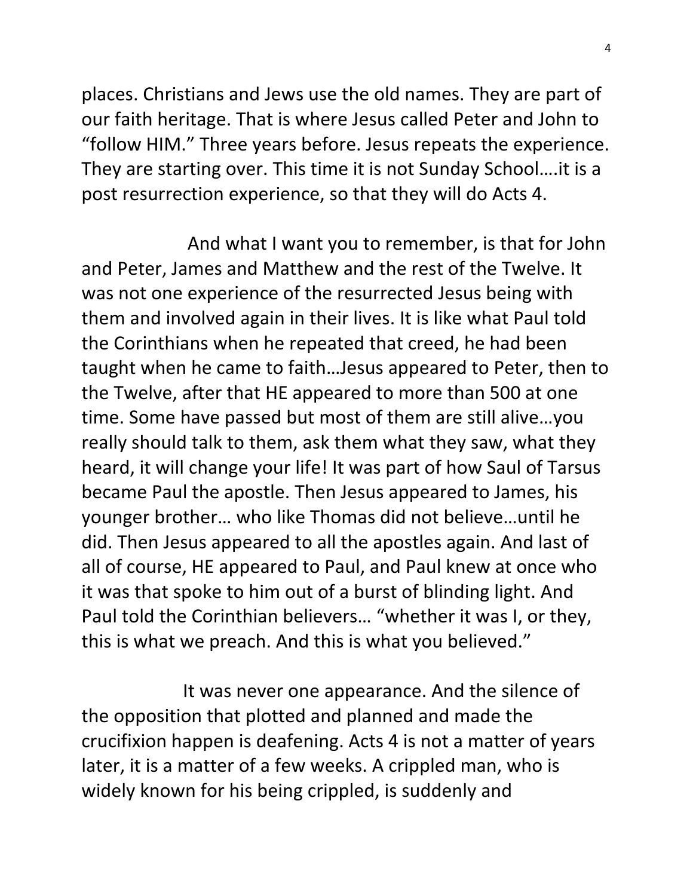places. Christians and Jews use the old names. They are part of our faith heritage. That is where Jesus called Peter and John to "follow HIM." Three years before. Jesus repeats the experience. They are starting over. This time it is not Sunday School….it is a post resurrection experience, so that they will do Acts 4.

And what I want you to remember, is that for John and Peter, James and Matthew and the rest of the Twelve. It was not one experience of the resurrected Jesus being with them and involved again in their lives. It is like what Paul told the Corinthians when he repeated that creed, he had been taught when he came to faith…Jesus appeared to Peter, then to the Twelve, after that HE appeared to more than 500 at one time. Some have passed but most of them are still alive…you really should talk to them, ask them what they saw, what they heard, it will change your life! It was part of how Saul of Tarsus became Paul the apostle. Then Jesus appeared to James, his younger brother… who like Thomas did not believe…until he did. Then Jesus appeared to all the apostles again. And last of all of course, HE appeared to Paul, and Paul knew at once who it was that spoke to him out of a burst of blinding light. And Paul told the Corinthian believers… "whether it was I, or they, this is what we preach. And this is what you believed."

It was never one appearance. And the silence of the opposition that plotted and planned and made the crucifixion happen is deafening. Acts 4 is not a matter of years later, it is a matter of a few weeks. A crippled man, who is widely known for his being crippled, is suddenly and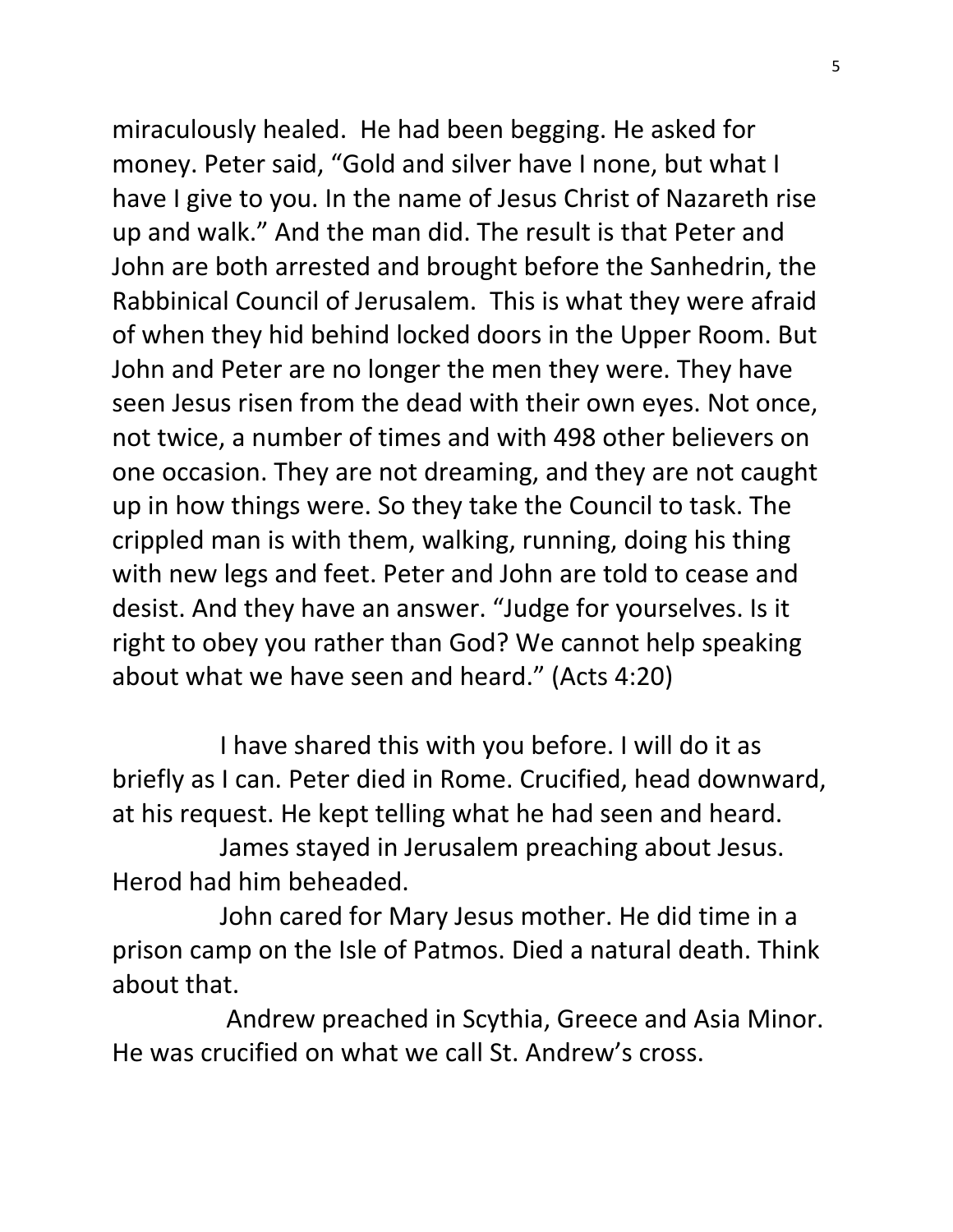miraculously healed. He had been begging. He asked for money. Peter said, "Gold and silver have I none, but what I have I give to you. In the name of Jesus Christ of Nazareth rise up and walk." And the man did. The result is that Peter and John are both arrested and brought before the Sanhedrin, the Rabbinical Council of Jerusalem. This is what they were afraid of when they hid behind locked doors in the Upper Room. But John and Peter are no longer the men they were. They have seen Jesus risen from the dead with their own eyes. Not once, not twice, a number of times and with 498 other believers on one occasion. They are not dreaming, and they are not caught up in how things were. So they take the Council to task. The crippled man is with them, walking, running, doing his thing with new legs and feet. Peter and John are told to cease and desist. And they have an answer. "Judge for yourselves. Is it right to obey you rather than God? We cannot help speaking about what we have seen and heard." (Acts 4:20)

I have shared this with you before. I will do it as briefly as I can. Peter died in Rome. Crucified, head downward, at his request. He kept telling what he had seen and heard.

James stayed in Jerusalem preaching about Jesus. Herod had him beheaded.

John cared for Mary Jesus mother. He did time in a prison camp on the Isle of Patmos. Died a natural death. Think about that.

Andrew preached in Scythia, Greece and Asia Minor. He was crucified on what we call St. Andrew's cross.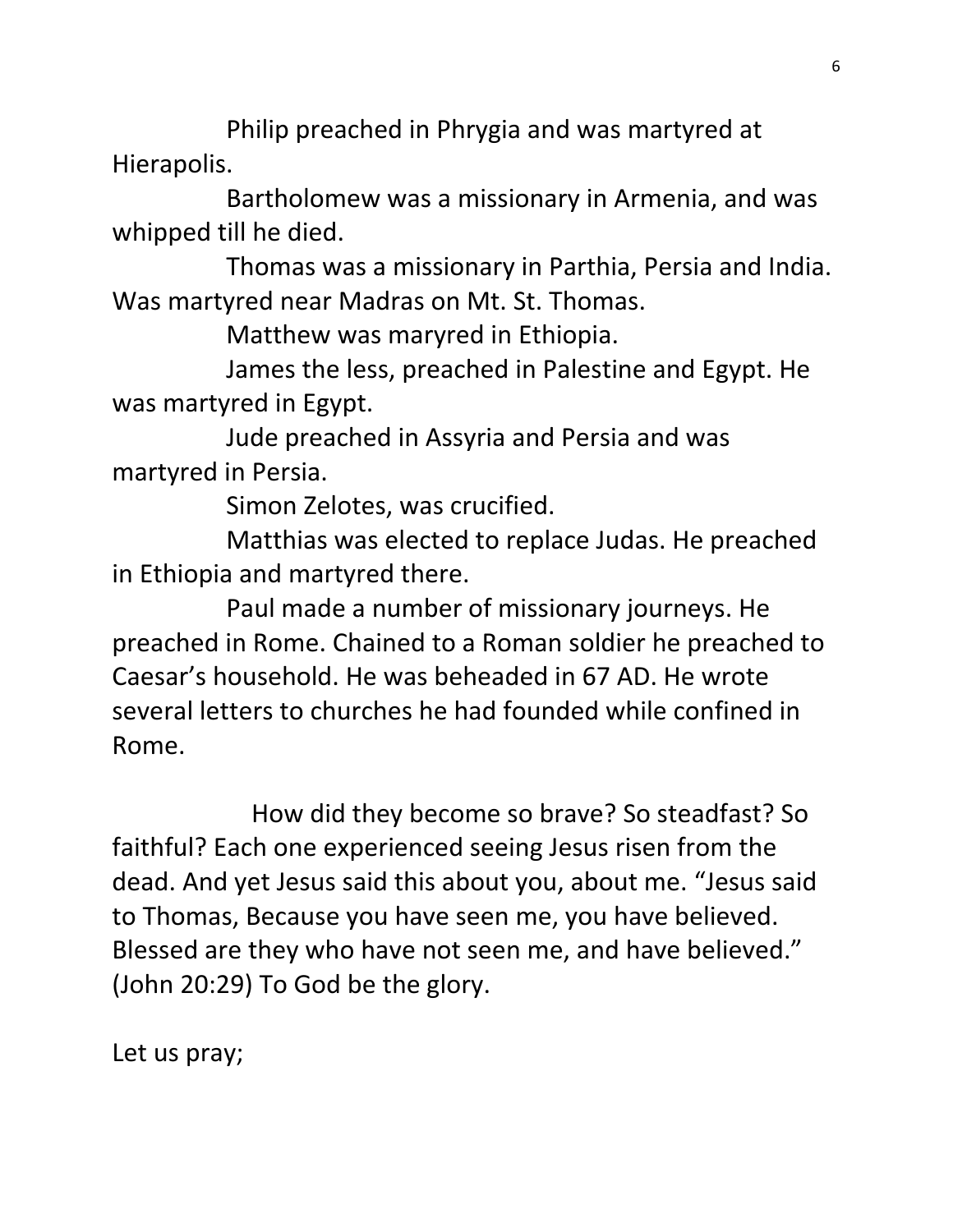Philip preached in Phrygia and was martyred at Hierapolis.

Bartholomew was a missionary in Armenia, and was whipped till he died.

Thomas was a missionary in Parthia, Persia and India. Was martyred near Madras on Mt. St. Thomas.

Matthew was maryred in Ethiopia.

James the less, preached in Palestine and Egypt. He was martyred in Egypt.

Jude preached in Assyria and Persia and was martyred in Persia.

Simon Zelotes, was crucified.

Matthias was elected to replace Judas. He preached in Ethiopia and martyred there.

Paul made a number of missionary journeys. He preached in Rome. Chained to a Roman soldier he preached to Caesar's household. He was beheaded in 67 AD. He wrote several letters to churches he had founded while confined in Rome.

How did they become so brave? So steadfast? So faithful? Each one experienced seeing Jesus risen from the dead. And yet Jesus said this about you, about me. "Jesus said to Thomas, Because you have seen me, you have believed. Blessed are they who have not seen me, and have believed." (John 20:29) To God be the glory.

Let us pray;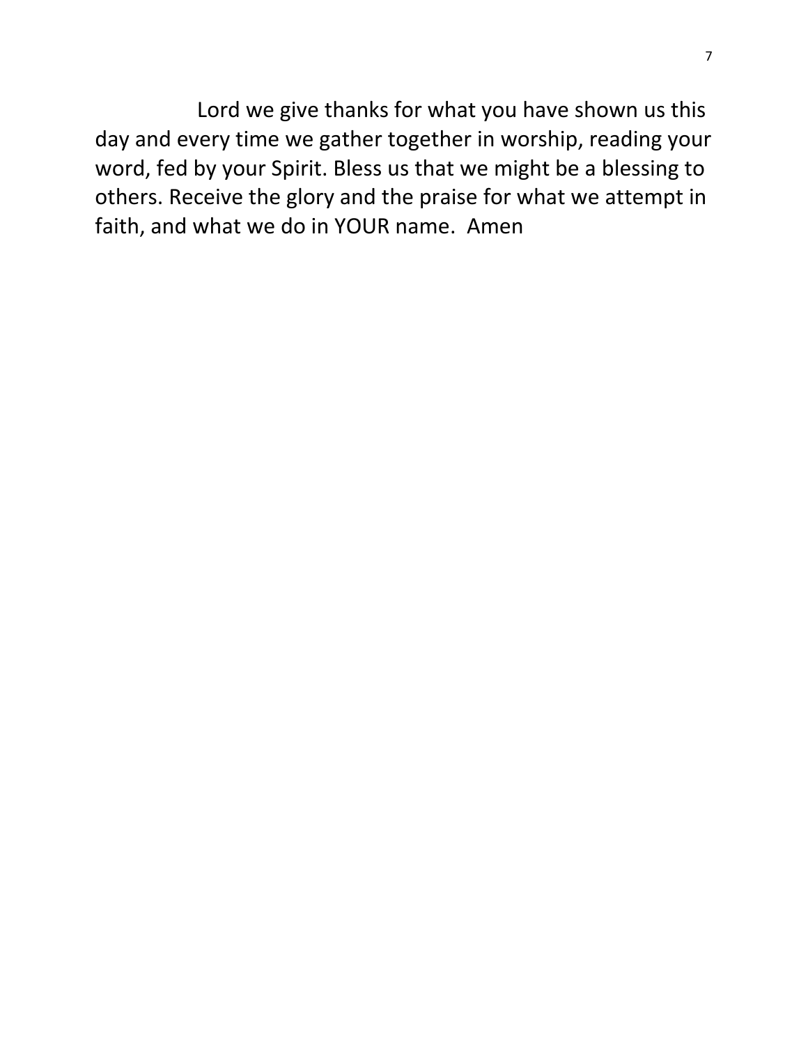Lord we give thanks for what you have shown us this day and every time we gather together in worship, reading your word, fed by your Spirit. Bless us that we might be a blessing to others. Receive the glory and the praise for what we attempt in faith, and what we do in YOUR name. Amen